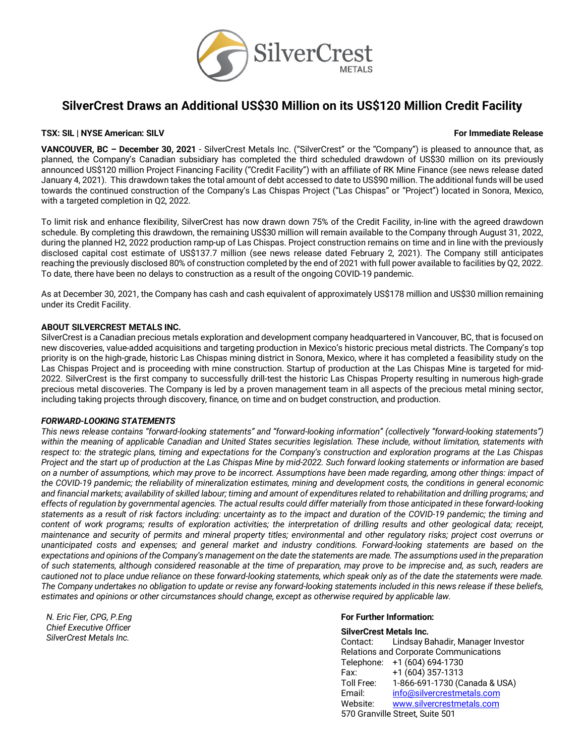# SilverCrest Draws an Additional US$30 Million on its US$120 Million Credit Facility

**TSX: SIL | NYSE American: SILV** **For Immediate Release**

**VANCOUVER, BC – December 30, 2021** - SilverCrest Metals Inc. ("SilverCrest" or the "Company") is pleased to announce that, as planned, the Company's Canadian subsidiary has completed the third scheduled drawdown of US$30 million on its previously announced US$120 million Project Financing Facility ("Credit Facility") with an affiliate of RK Mine Finance (see news release dated January 4, 2021). This drawdown takes the total amount of debt accessed to date to US$90 million. The additional funds will be used towards the continued construction of the Company's Las Chispas Project ("Las Chispas" or "Project") located in Sonora, Mexico, with a targeted completion in Q2, 2022.

To limit risk and enhance flexibility, SilverCrest has now drawn down 75% of the Credit Facility, in-line with the agreed drawdown schedule. By completing this drawdown, the remaining US$30 million will remain available to the Company through August 31, 2022, during the planned H2, 2022 production ramp-up of Las Chispas. Project construction remains on time and in line with the previously disclosed capital cost estimate of US$137.7 million (see news release dated February 2, 2021). The Company still anticipates reaching the previously disclosed 80% of construction completed by the end of 2021 with full power available to facilities by Q2, 2022. To date, there have been no delays to construction as a result of the ongoing COVID-19 pandemic.

As at December 30, 2021, the Company has cash and cash equivalent of approximately US$178 million and US$30 million remaining under its Credit Facility.

**ABOUT SILVERCREST METALS INC.**

SilverCrest is a Canadian precious metals exploration and development company headquartered in Vancouver, BC, that is focused on new discoveries, value-added acquisitions and targeting production in Mexico's historic precious metal districts. The Company's top priority is on the high-grade, historic Las Chispas mining district in Sonora, Mexico, where it has completed a feasibility study on the Las Chispas Project and is proceeding with mine construction. Startup of production at the Las Chispas Mine is targeted for mid-2022. SilverCrest is the first company to successfully drill-test the historic Las Chispas Property resulting in numerous high-grade precious metal discoveries. The Company is led by a proven management team in all aspects of the precious metal mining sector, including taking projects through discovery, finance, on time and on budget construction, and production.

***FORWARD-LOOKING STATEMENTS***

*This news release contains "forward-looking statements" and "forward-looking information" (collectively "forward-looking statements") within the meaning of applicable Canadian and United States securities legislation. These include, without limitation, statements with respect to: the strategic plans, timing and expectations for the Company's construction and exploration programs at the Las Chispas Project and the start up of production at the Las Chispas Mine by mid-2022. Such forward looking statements or information are based on a number of assumptions, which may prove to be incorrect. Assumptions have been made regarding, among other things: impact of the COVID-19 pandemic; the reliability of mineralization estimates, mining and development costs, the conditions in general economic and financial markets; availability of skilled labour; timing and amount of expenditures related to rehabilitation and drilling programs; and effects of regulation by governmental agencies. The actual results could differ materially from those anticipated in these forward-looking statements as a result of risk factors including: uncertainty as to the impact and duration of the COVID-19 pandemic; the timing and content of work programs; results of exploration activities; the interpretation of drilling results and other geological data; receipt, maintenance and security of permits and mineral property titles; environmental and other regulatory risks; project cost overruns or unanticipated costs and expenses; and general market and industry conditions. Forward-looking statements are based on the expectations and opinions of the Company's management on the date the statements are made. The assumptions used in the preparation of such statements, although considered reasonable at the time of preparation, may prove to be imprecise and, as such, readers are cautioned not to place undue reliance on these forward-looking statements, which speak only as of the date the statements were made. The Company undertakes no obligation to update or revise any forward-looking statements included in this news release if these beliefs, estimates and opinions or other circumstances should change, except as otherwise required by applicable law.*

*N. Eric Fier, CPG, P.Eng*
*Chief Executive Officer*
*SilverCrest Metals Inc.*

**For Further Information:**

**SilverCrest Metals Inc.**
Contact: Lindsay Bahadir, Manager Investor Relations and Corporate Communications
Telephone: +1 (604) 694-1730
Fax: +1 (604) 357-1313
Toll Free: 1-866-691-1730 (Canada & USA)
Email: info@silvercrestmetals.com
Website: www.silvercrestmetals.com
570 Granville Street, Suite 501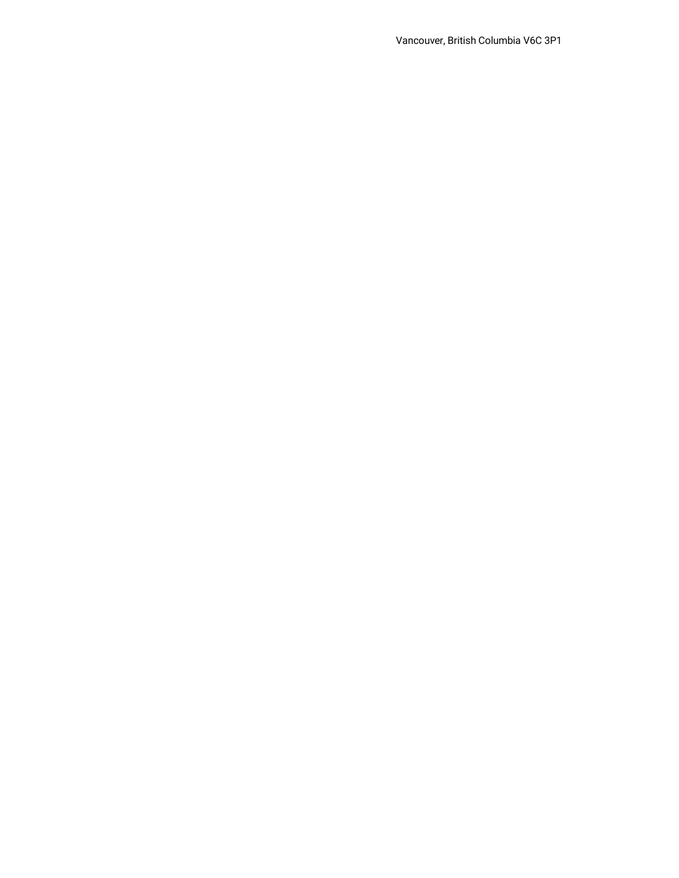Vancouver, British Columbia V6C 3P1